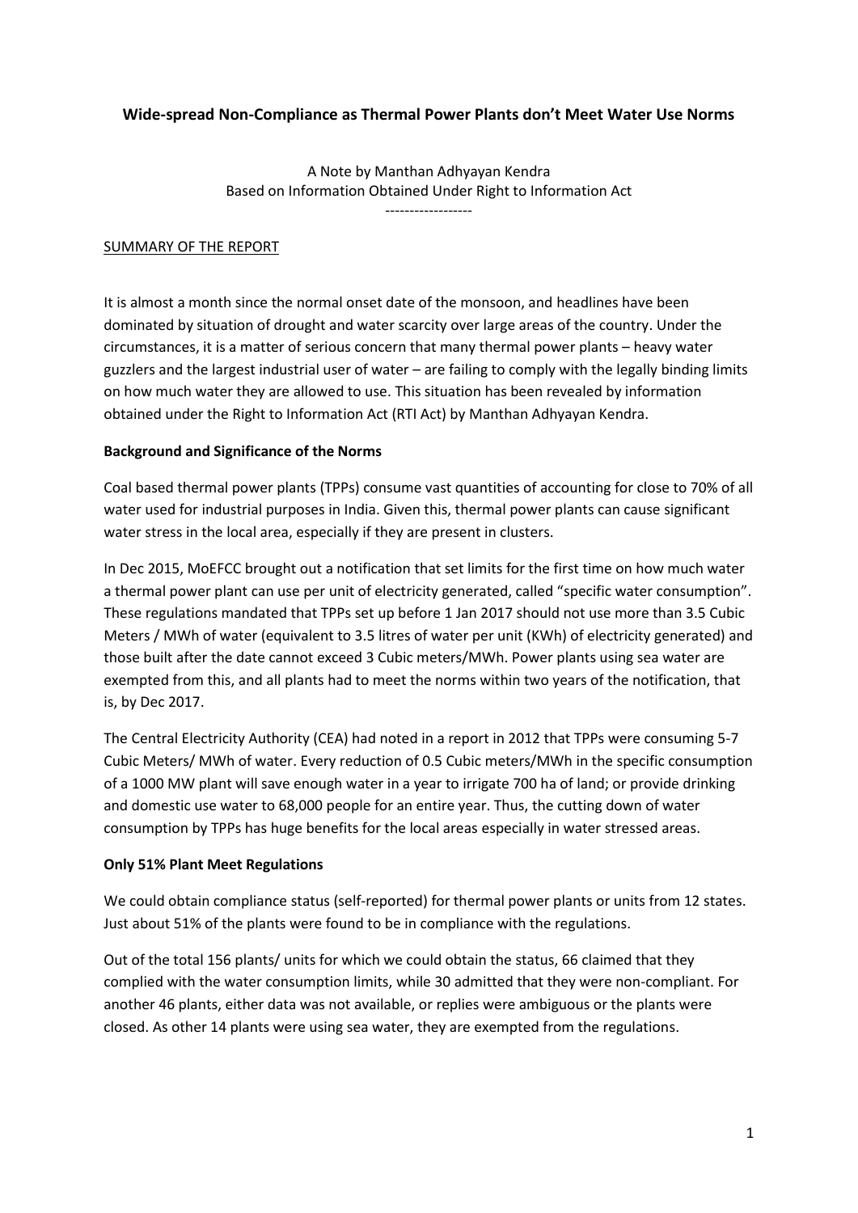# Wide-spread Non-Compliance as Thermal Power Plants don't Meet Water Use Norms

A Note by Manthan Adhyayan Kendra
Based on Information Obtained Under Right to Information Act

------------------

SUMMARY OF THE REPORT

It is almost a month since the normal onset date of the monsoon, and headlines have been dominated by situation of drought and water scarcity over large areas of the country. Under the circumstances, it is a matter of serious concern that many thermal power plants – heavy water guzzlers and the largest industrial user of water – are failing to comply with the legally binding limits on how much water they are allowed to use. This situation has been revealed by information obtained under the Right to Information Act (RTI Act) by Manthan Adhyayan Kendra.

**Background and Significance of the Norms**

Coal based thermal power plants (TPPs) consume vast quantities of accounting for close to 70% of all water used for industrial purposes in India. Given this, thermal power plants can cause significant water stress in the local area, especially if they are present in clusters.

In Dec 2015, MoEFCC brought out a notification that set limits for the first time on how much water a thermal power plant can use per unit of electricity generated, called "specific water consumption". These regulations mandated that TPPs set up before 1 Jan 2017 should not use more than 3.5 Cubic Meters / MWh of water (equivalent to 3.5 litres of water per unit (KWh) of electricity generated) and those built after the date cannot exceed 3 Cubic meters/MWh. Power plants using sea water are exempted from this, and all plants had to meet the norms within two years of the notification, that is, by Dec 2017.

The Central Electricity Authority (CEA) had noted in a report in 2012 that TPPs were consuming 5-7 Cubic Meters/ MWh of water. Every reduction of 0.5 Cubic meters/MWh in the specific consumption of a 1000 MW plant will save enough water in a year to irrigate 700 ha of land; or provide drinking and domestic use water to 68,000 people for an entire year. Thus, the cutting down of water consumption by TPPs has huge benefits for the local areas especially in water stressed areas.

**Only 51% Plant Meet Regulations**

We could obtain compliance status (self-reported) for thermal power plants or units from 12 states. Just about 51% of the plants were found to be in compliance with the regulations.

Out of the total 156 plants/ units for which we could obtain the status, 66 claimed that they complied with the water consumption limits, while 30 admitted that they were non-compliant. For another 46 plants, either data was not available, or replies were ambiguous or the plants were closed. As other 14 plants were using sea water, they are exempted from the regulations.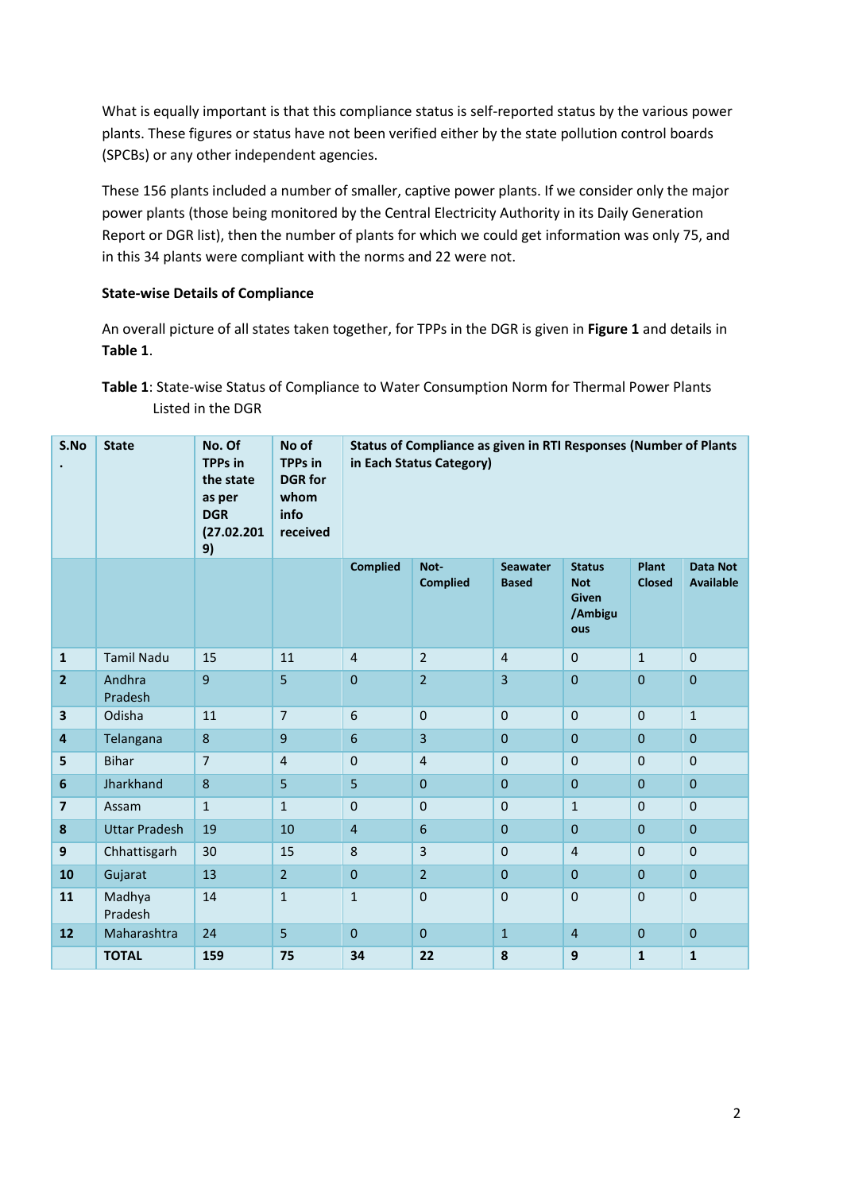What is equally important is that this compliance status is self-reported status by the various power plants. These figures or status have not been verified either by the state pollution control boards (SPCBs) or any other independent agencies.

These 156 plants included a number of smaller, captive power plants. If we consider only the major power plants (those being monitored by the Central Electricity Authority in its Daily Generation Report or DGR list), then the number of plants for which we could get information was only 75, and in this 34 plants were compliant with the norms and 22 were not.

**State-wise Details of Compliance**

An overall picture of all states taken together, for TPPs in the DGR is given in **Figure 1** and details in **Table 1**.

**Table 1**: State-wise Status of Compliance to Water Consumption Norm for Thermal Power Plants Listed in the DGR

| S.No. | State | No. Of TPPs in the state as per DGR (27.02.2019) | No of TPPs in DGR for whom info received | Status of Compliance as given in RTI Responses (Number of Plants in Each Status Category) | | | | | |
|---|---|---|---|---|---|---|---|---|---|
| | | | | Complied | Not-Complied | Seawater Based | Status Not Given /Ambiguous | Plant Closed | Data Not Available |
| **1** | Tamil Nadu | 15 | 11 | 4 | 2 | 4 | 0 | 1 | 0 |
| **2** | Andhra Pradesh | 9 | 5 | 0 | 2 | 3 | 0 | 0 | 0 |
| **3** | Odisha | 11 | 7 | 6 | 0 | 0 | 0 | 0 | 1 |
| **4** | Telangana | 8 | 9 | 6 | 3 | 0 | 0 | 0 | 0 |
| **5** | Bihar | 7 | 4 | 0 | 4 | 0 | 0 | 0 | 0 |
| **6** | Jharkhand | 8 | 5 | 5 | 0 | 0 | 0 | 0 | 0 |
| **7** | Assam | 1 | 1 | 0 | 0 | 0 | 1 | 0 | 0 |
| **8** | Uttar Pradesh | 19 | 10 | 4 | 6 | 0 | 0 | 0 | 0 |
| **9** | Chhattisgarh | 30 | 15 | 8 | 3 | 0 | 4 | 0 | 0 |
| **10** | Gujarat | 13 | 2 | 0 | 2 | 0 | 0 | 0 | 0 |
| **11** | Madhya Pradesh | 14 | 1 | 1 | 0 | 0 | 0 | 0 | 0 |
| **12** | Maharashtra | 24 | 5 | 0 | 0 | 1 | 4 | 0 | 0 |
| | **TOTAL** | **159** | **75** | **34** | **22** | **8** | **9** | **1** | **1** |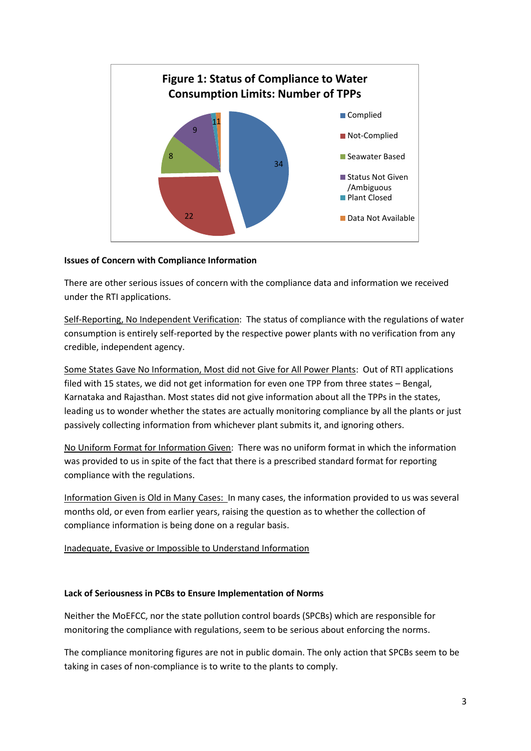**Figure 1: Status of Compliance to Water Consumption Limits: Number of TPPs**

| Status | Number of TPPs |
|---|---|
| Complied | 34 |
| Not-Complied | 22 |
| Seawater Based | 8 |
| Status Not Given /Ambiguous | 9 |
| Plant Closed | 1 |
| Data Not Available | 1 |

**Issues of Concern with Compliance Information**

There are other serious issues of concern with the compliance data and information we received under the RTI applications.

Self-Reporting, No Independent Verification: The status of compliance with the regulations of water consumption is entirely self-reported by the respective power plants with no verification from any credible, independent agency.

Some States Gave No Information, Most did not Give for All Power Plants: Out of RTI applications filed with 15 states, we did not get information for even one TPP from three states – Bengal, Karnataka and Rajasthan. Most states did not give information about all the TPPs in the states, leading us to wonder whether the states are actually monitoring compliance by all the plants or just passively collecting information from whichever plant submits it, and ignoring others.

No Uniform Format for Information Given: There was no uniform format in which the information was provided to us in spite of the fact that there is a prescribed standard format for reporting compliance with the regulations.

Information Given is Old in Many Cases: In many cases, the information provided to us was several months old, or even from earlier years, raising the question as to whether the collection of compliance information is being done on a regular basis.

Inadequate, Evasive or Impossible to Understand Information

**Lack of Seriousness in PCBs to Ensure Implementation of Norms**

Neither the MoEFCC, nor the state pollution control boards (SPCBs) which are responsible for monitoring the compliance with regulations, seem to be serious about enforcing the norms.

The compliance monitoring figures are not in public domain. The only action that SPCBs seem to be taking in cases of non-compliance is to write to the plants to comply.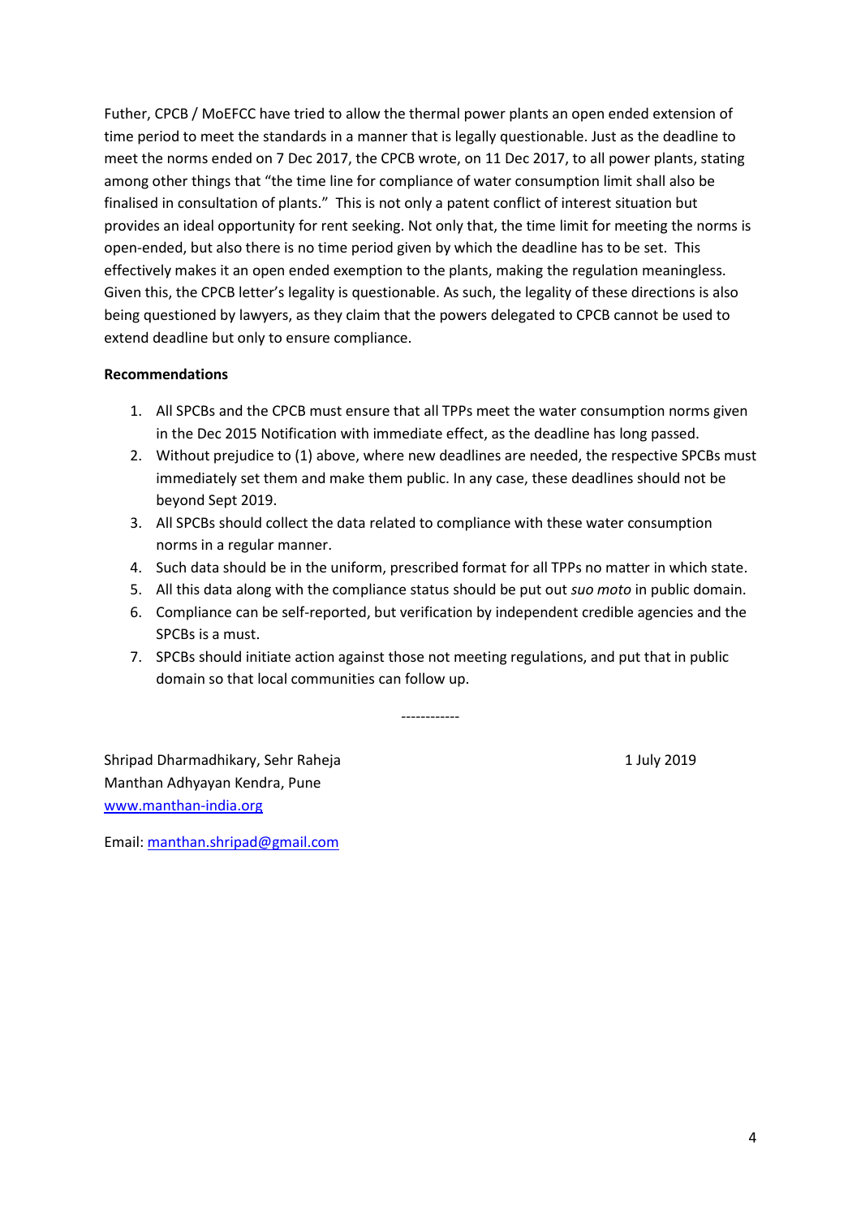Futher, CPCB / MoEFCC have tried to allow the thermal power plants an open ended extension of time period to meet the standards in a manner that is legally questionable. Just as the deadline to meet the norms ended on 7 Dec 2017, the CPCB wrote, on 11 Dec 2017, to all power plants, stating among other things that "the time line for compliance of water consumption limit shall also be finalised in consultation of plants." This is not only a patent conflict of interest situation but provides an ideal opportunity for rent seeking. Not only that, the time limit for meeting the norms is open-ended, but also there is no time period given by which the deadline has to be set. This effectively makes it an open ended exemption to the plants, making the regulation meaningless. Given this, the CPCB letter's legality is questionable. As such, the legality of these directions is also being questioned by lawyers, as they claim that the powers delegated to CPCB cannot be used to extend deadline but only to ensure compliance.

**Recommendations**

1. All SPCBs and the CPCB must ensure that all TPPs meet the water consumption norms given in the Dec 2015 Notification with immediate effect, as the deadline has long passed.
2. Without prejudice to (1) above, where new deadlines are needed, the respective SPCBs must immediately set them and make them public. In any case, these deadlines should not be beyond Sept 2019.
3. All SPCBs should collect the data related to compliance with these water consumption norms in a regular manner.
4. Such data should be in the uniform, prescribed format for all TPPs no matter in which state.
5. All this data along with the compliance status should be put out *suo moto* in public domain.
6. Compliance can be self-reported, but verification by independent credible agencies and the SPCBs is a must.
7. SPCBs should initiate action against those not meeting regulations, and put that in public domain so that local communities can follow up.

------------

Shripad Dharmadhikary, Sehr Raheja  
Manthan Adhyayan Kendra, Pune  
www.manthan-india.org

1 July 2019

Email: manthan.shripad@gmail.com